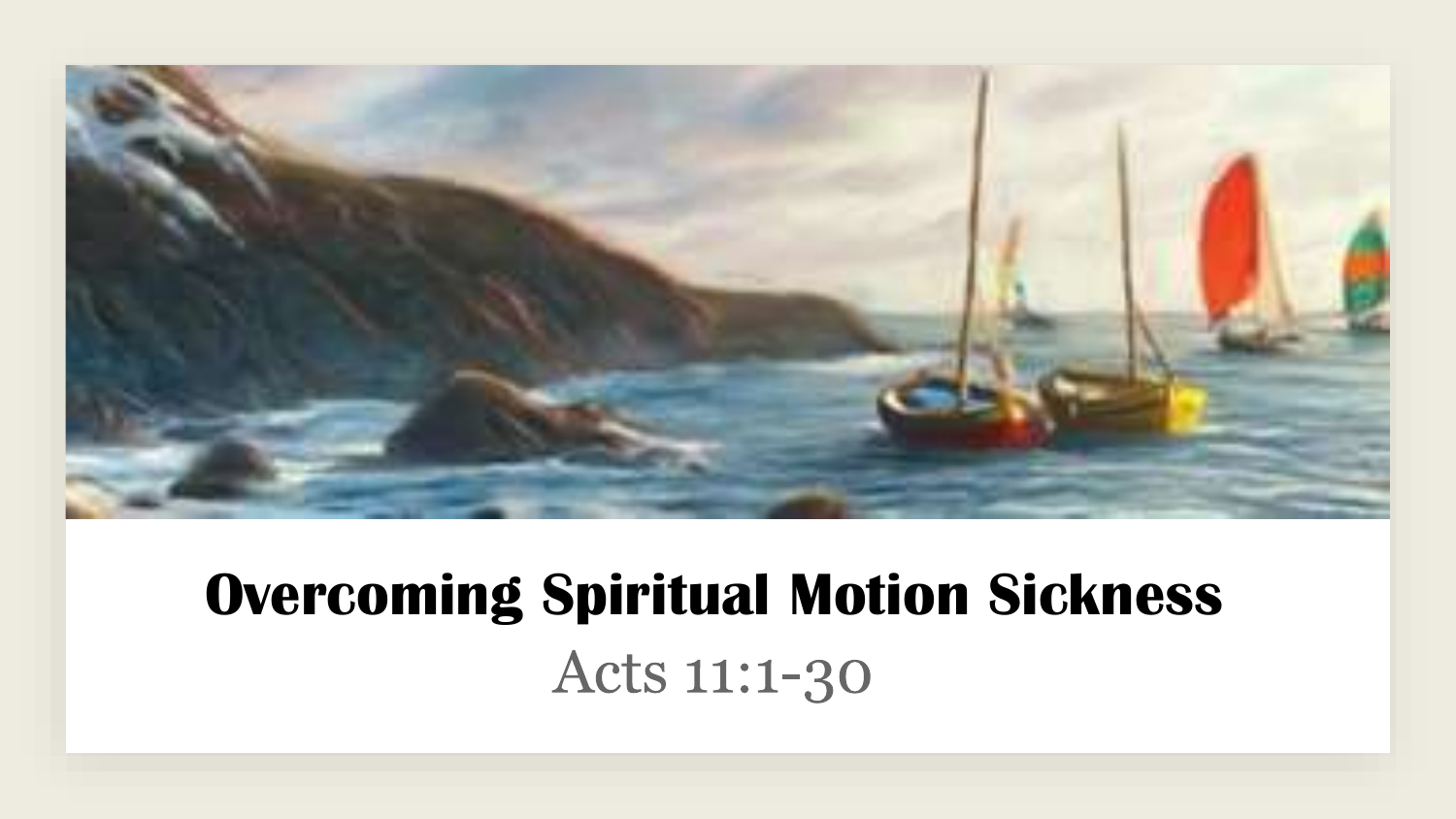# Overcoming Spiritual Motion Sickness

Acts 11:1-30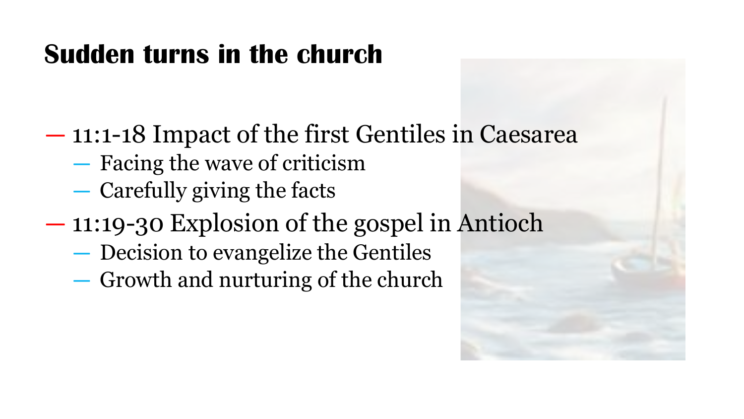# Sudden turns in the church

- 11:1-18 Impact of the first Gentiles in Caesarea
  - Facing the wave of criticism
  - Carefully giving the facts
- 11:19-30 Explosion of the gospel in Antioch
  - Decision to evangelize the Gentiles
  - Growth and nurturing of the church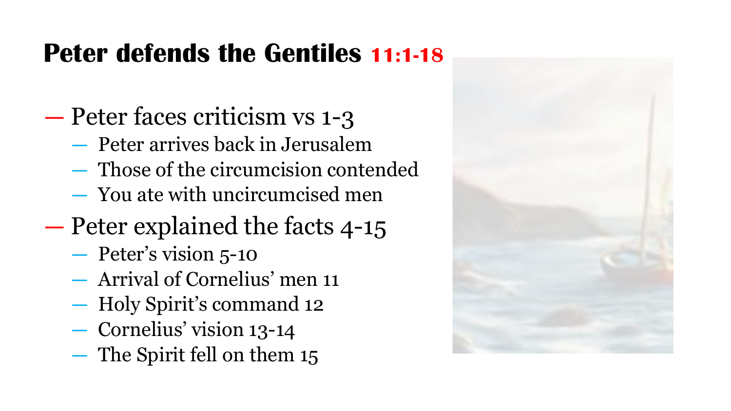# Peter defends the Gentiles **11:1-18**

- Peter faces criticism vs 1-3
  - Peter arrives back in Jerusalem
  - Those of the circumcision contended
  - You ate with uncircumcised men
- Peter explained the facts 4-15
  - Peter's vision 5-10
  - Arrival of Cornelius' men 11
  - Holy Spirit's command 12
  - Cornelius' vision 13-14
  - The Spirit fell on them 15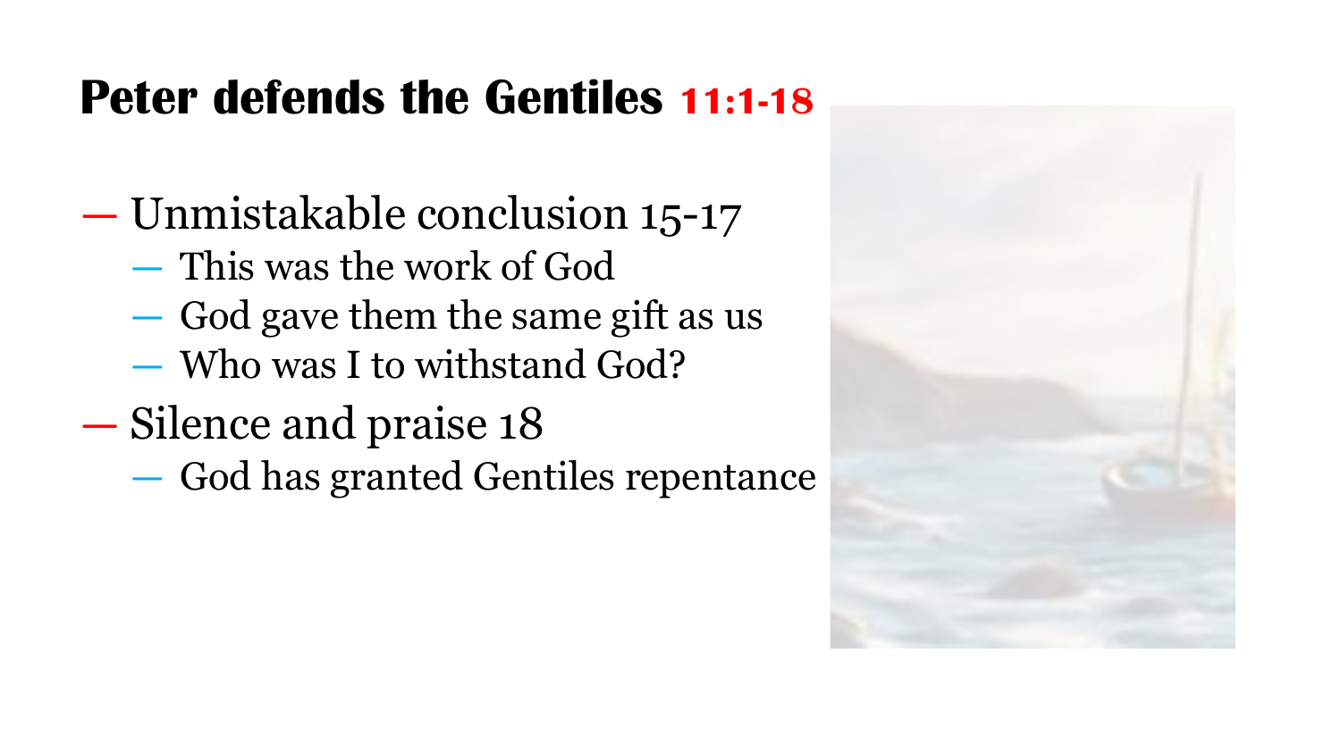## Peter defends the Gentiles 11:1-18

- Unmistakable conclusion 15-17
  - This was the work of God
  - God gave them the same gift as us
  - Who was I to withstand God?
- Silence and praise 18
  - God has granted Gentiles repentance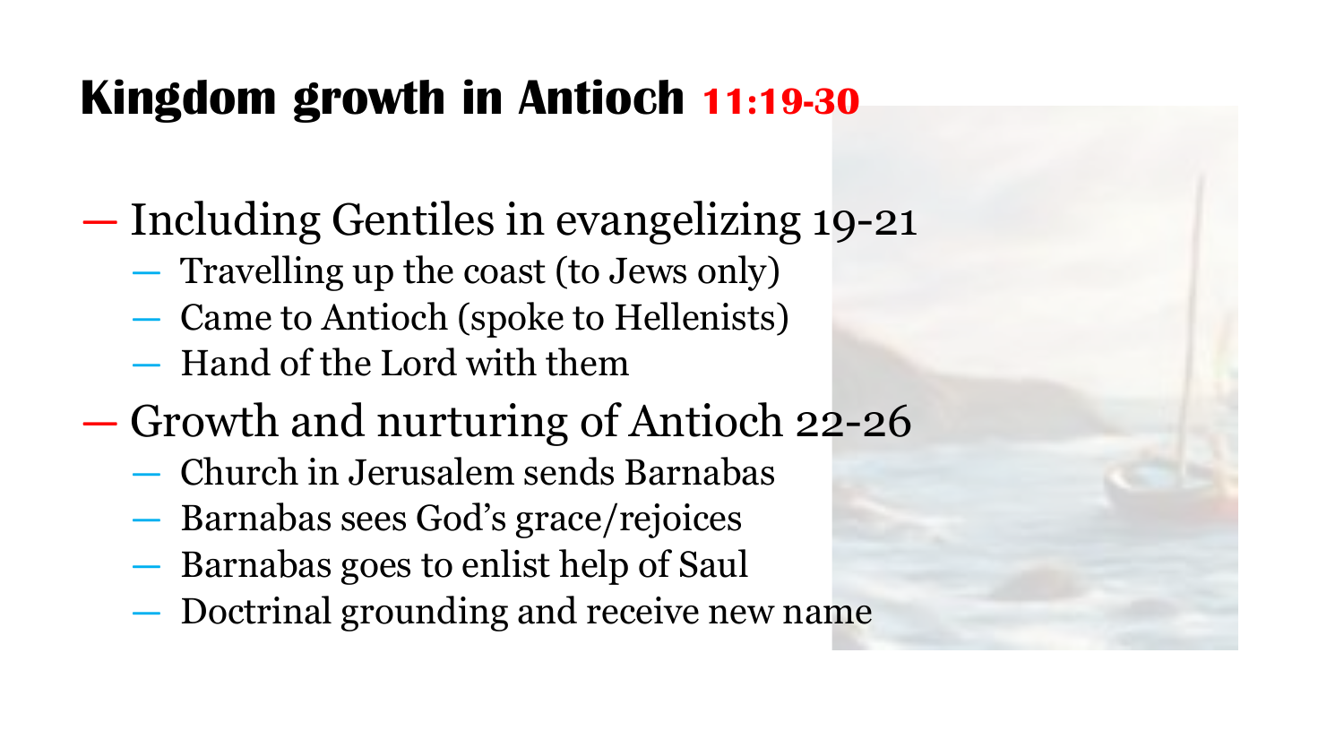# Kingdom growth in Antioch 11:19-30

- Including Gentiles in evangelizing 19-21
  - Travelling up the coast (to Jews only)
  - Came to Antioch (spoke to Hellenists)
  - Hand of the Lord with them
- Growth and nurturing of Antioch 22-26
  - Church in Jerusalem sends Barnabas
  - Barnabas sees God's grace/rejoices
  - Barnabas goes to enlist help of Saul
  - Doctrinal grounding and receive new name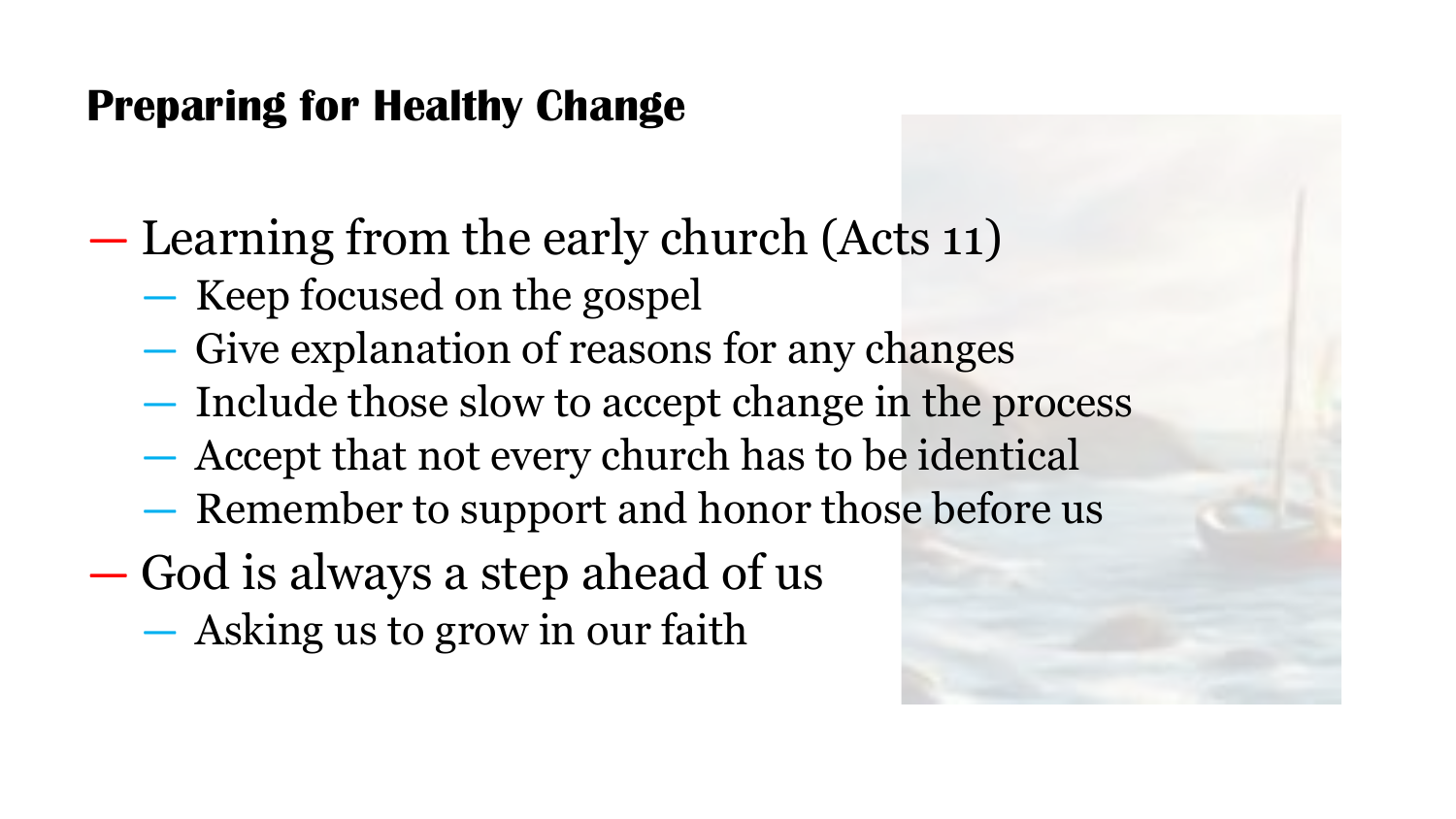## Preparing for Healthy Change

- Learning from the early church (Acts 11)
  - Keep focused on the gospel
  - Give explanation of reasons for any changes
  - Include those slow to accept change in the process
  - Accept that not every church has to be identical
  - Remember to support and honor those before us
- God is always a step ahead of us
  - Asking us to grow in our faith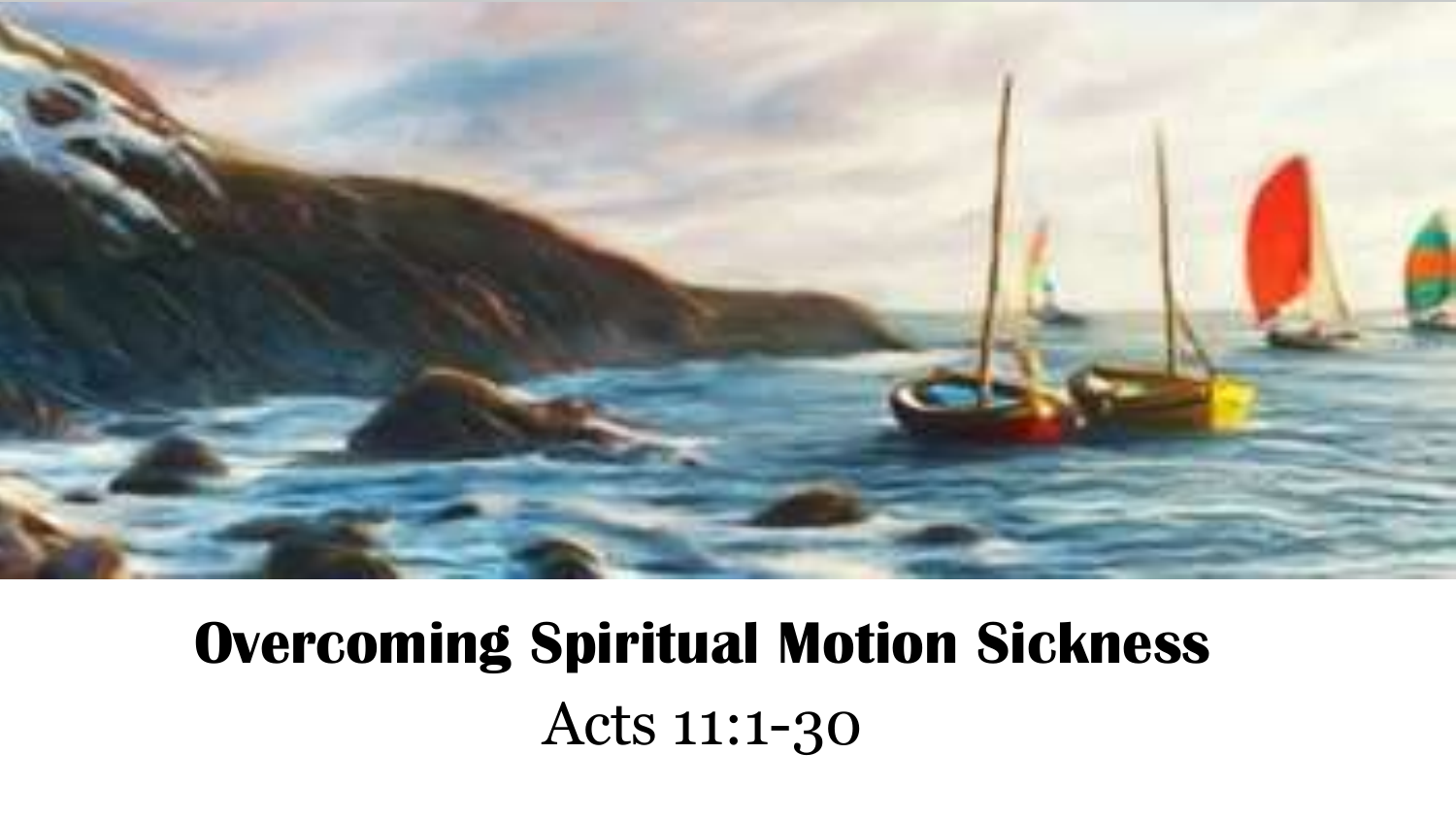**Overcoming Spiritual Motion Sickness**

Acts 11:1-30